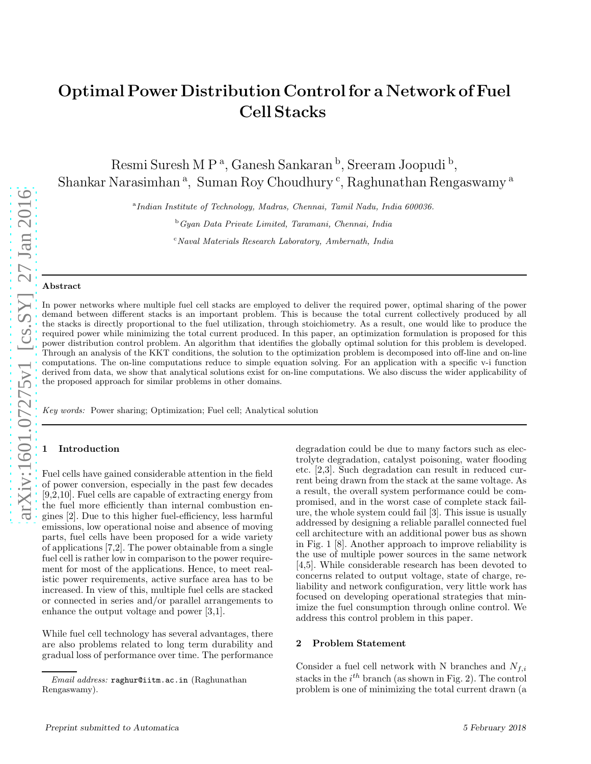# Optimal Power Distribution Control for a Network of Fuel Cell Stacks

Resmi Suresh M P [a], Ganesh Sankaran [b], Sreeram Joopudi [b], Shankar Narasimhan [a], Suman Roy Choudhury [c], Raghunathan Rengaswamy [a]

[a] *Indian Institute of Technology, Madras, Chennai, Tamil Nadu, India 600036.*

[b] *Gyan Data Private Limited, Taramani, Chennai, India*

[c] *Naval Materials Research Laboratory, Ambernath, India*

## Abstract

In power networks where multiple fuel cell stacks are employed to deliver the required power, optimal sharing of the power demand between different stacks is an important problem. This is because the total current collectively produced by all the stacks is directly proportional to the fuel utilization, through stoichiometry. As a result, one would like to produce the required power while minimizing the total current produced. In this paper, an optimization formulation is proposed for this power distribution control problem. An algorithm that identifies the globally optimal solution for this problem is developed. Through an analysis of the KKT conditions, the solution to the optimization problem is decomposed into off-line and on-line computations. The on-line computations reduce to simple equation solving. For an application with a specific v-i function derived from data, we show that analytical solutions exist for on-line computations. We also discuss the wider applicability of the proposed approach for similar problems in other domains.

*Key words:* Power sharing; Optimization; Fuel cell; Analytical solution

## 1 Introduction

Fuel cells have gained considerable attention in the field of power conversion, especially in the past few decades [9,2,10]. Fuel cells are capable of extracting energy from the fuel more efficiently than internal combustion engines [2]. Due to this higher fuel-efficiency, less harmful emissions, low operational noise and absence of moving parts, fuel cells have been proposed for a wide variety of applications [7,2]. The power obtainable from a single fuel cell is rather low in comparison to the power requirement for most of the applications. Hence, to meet realistic power requirements, active surface area has to be increased. In view of this, multiple fuel cells are stacked or connected in series and/or parallel arrangements to enhance the output voltage and power [3,1].

While fuel cell technology has several advantages, there are also problems related to long term durability and gradual loss of performance over time. The performance degradation could be due to many factors such as electrolyte degradation, catalyst poisoning, water flooding etc. [2,3]. Such degradation can result in reduced current being drawn from the stack at the same voltage. As a result, the overall system performance could be compromised, and in the worst case of complete stack failure, the whole system could fail [3]. This issue is usually addressed by designing a reliable parallel connected fuel cell architecture with an additional power bus as shown in Fig. 1 [8]. Another approach to improve reliability is the use of multiple power sources in the same network [4,5]. While considerable research has been devoted to concerns related to output voltage, state of charge, reliability and network configuration, very little work has focused on developing operational strategies that minimize the fuel consumption through online control. We address this control problem in this paper.

## 2 Problem Statement

Consider a fuel cell network with N branches and $N_{f,i}$ stacks in the $i^{th}$ branch (as shown in Fig. 2). The control problem is one of minimizing the total current drawn (a

Email address: raghur@iitm.ac.in (Raghunathan Rengaswamy).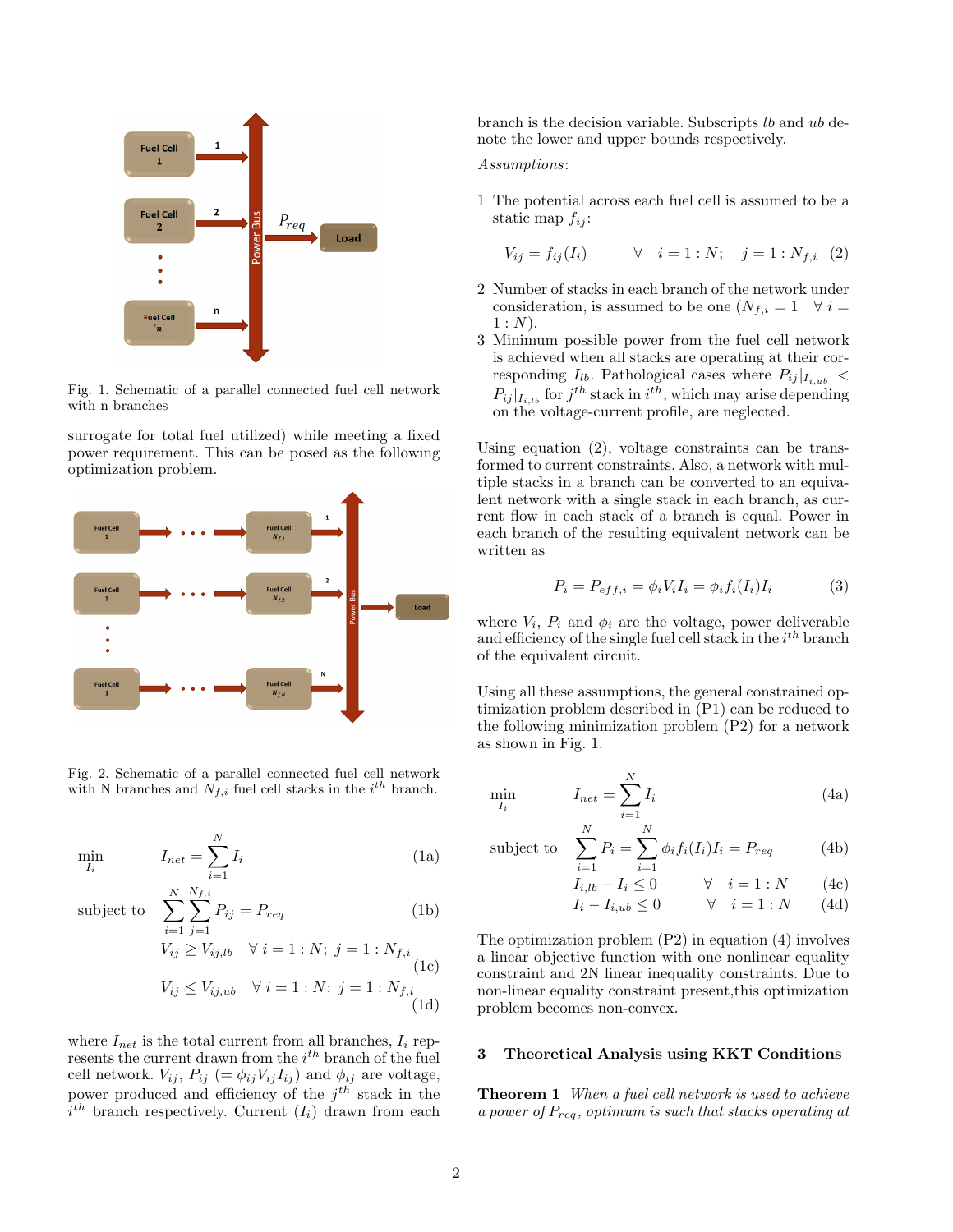Fig. 1. Schematic of a parallel connected fuel cell network with n branches

surrogate for total fuel utilized) while meeting a fixed power requirement. This can be posed as the following optimization problem.

Fig. 2. Schematic of a parallel connected fuel cell network with N branches and $N_{f,i}$ fuel cell stacks in the $i^{th}$ branch.

$$\min_{I_i} \quad I_{net} = \sum_{i=1}^{N} I_i \tag{1a}$$

$$\text{subject to} \quad \sum_{i=1}^{N} \sum_{j=1}^{N_{f,i}} P_{ij} = P_{req} \tag{1b}$$

$$V_{ij} \geq V_{ij,lb} \quad \forall\ i = 1:N;\ j = 1:N_{f,i} \tag{1c}$$

$$V_{ij} \leq V_{ij,ub} \quad \forall\ i = 1:N;\ j = 1:N_{f,i} \tag{1d}$$

where $I_{net}$ is the total current from all branches, $I_i$ represents the current drawn from the $i^{th}$ branch of the fuel cell network. $V_{ij}$, $P_{ij}$ $(= \phi_{ij} V_{ij} I_{ij})$ and $\phi_{ij}$ are voltage, power produced and efficiency of the $j^{th}$ stack in the $i^{th}$ branch respectively. Current $(I_i)$ drawn from each branch is the decision variable. Subscripts $lb$ and $ub$ denote the lower and upper bounds respectively.

*Assumptions*:

1 The potential across each fuel cell is assumed to be a static map $f_{ij}$:

$$V_{ij} = f_{ij}(I_i) \qquad \forall \quad i = 1:N; \quad j = 1:N_{f,i} \tag{2}$$

2 Number of stacks in each branch of the network under consideration, is assumed to be one ($N_{f,i} = 1 \quad \forall\ i = 1:N$).

3 Minimum possible power from the fuel cell network is achieved when all stacks are operating at their corresponding $I_{lb}$. Pathological cases where $P_{ij}|_{I_{i,ub}} < P_{ij}|_{I_{i,lb}}$ for $j^{th}$ stack in $i^{th}$, which may arise depending on the voltage-current profile, are neglected.

Using equation (2), voltage constraints can be transformed to current constraints. Also, a network with multiple stacks in a branch can be converted to an equivalent network with a single stack in each branch, as current flow in each stack of a branch is equal. Power in each branch of the resulting equivalent network can be written as

$$P_i = P_{eff,i} = \phi_i V_i I_i = \phi_i f_i(I_i) I_i \tag{3}$$

where $V_i$, $P_i$ and $\phi_i$ are the voltage, power deliverable and efficiency of the single fuel cell stack in the $i^{th}$ branch of the equivalent circuit.

Using all these assumptions, the general constrained optimization problem described in (P1) can be reduced to the following minimization problem (P2) for a network as shown in Fig. 1.

$$\min_{I_i} \quad I_{net} = \sum_{i=1}^{N} I_i \tag{4a}$$

$$\text{subject to} \quad \sum_{i=1}^{N} P_i = \sum_{i=1}^{N} \phi_i f_i(I_i) I_i = P_{req} \tag{4b}$$

$$I_{i,lb} - I_i \leq 0 \qquad \forall \quad i = 1:N \tag{4c}$$

$$I_i - I_{i,ub} \leq 0 \qquad \forall \quad i = 1:N \tag{4d}$$

The optimization problem (P2) in equation (4) involves a linear objective function with one nonlinear equality constraint and 2N linear inequality constraints. Due to non-linear equality constraint present,this optimization problem becomes non-convex.

## 3 Theoretical Analysis using KKT Conditions

**Theorem 1** *When a fuel cell network is used to achieve a power of $P_{req}$, optimum is such that stacks operating at*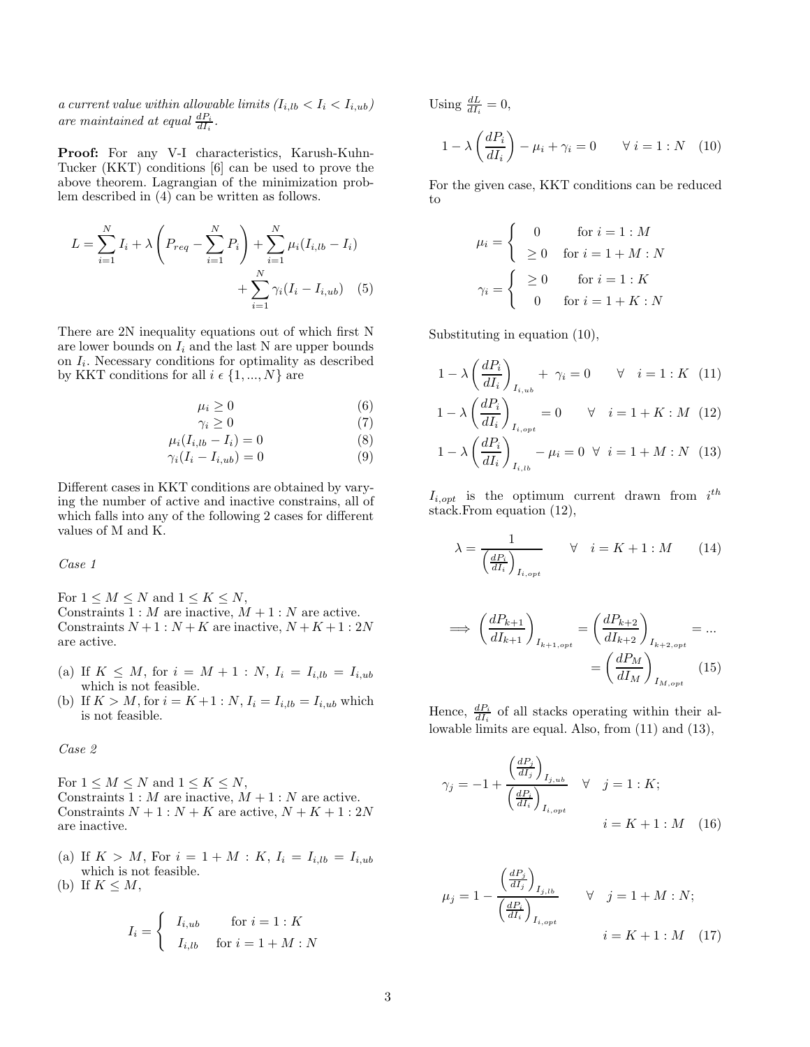*a current value within allowable limits ($I_{i,lb} < I_i < I_{i,ub}$) are maintained at equal $\frac{dP_i}{dI_i}$.*

**Proof:** For any V-I characteristics, Karush-Kuhn-Tucker (KKT) conditions [6] can be used to prove the above theorem. Lagrangian of the minimization problem described in (4) can be written as follows.

$$L = \sum_{i=1}^{N} I_i + \lambda\left(P_{req} - \sum_{i=1}^{N} P_i\right) + \sum_{i=1}^{N} \mu_i (I_{i,lb} - I_i) + \sum_{i=1}^{N} \gamma_i (I_i - I_{i,ub}) \quad (5)$$

There are 2N inequality equations out of which first N are lower bounds on $I_i$ and the last N are upper bounds on $I_i$. Necessary conditions for optimality as described by KKT conditions for all $i \in \{1, ..., N\}$ are

$$\mu_i \geq 0 \quad (6)$$

$$\gamma_i \geq 0 \quad (7)$$

$$\mu_i (I_{i,lb} - I_i) = 0 \quad (8)$$

$$\gamma_i (I_i - I_{i,ub}) = 0 \quad (9)$$

Different cases in KKT conditions are obtained by varying the number of active and inactive constrains, all of which falls into any of the following 2 cases for different values of M and K.

*Case 1*

For $1 \leq M \leq N$ and $1 \leq K \leq N$,
Constraints $1:M$ are inactive, $M+1:N$ are active.
Constraints $N+1:N+K$ are inactive, $N+K+1:2N$ are active.

(a) If $K \leq M$, for $i = M+1:N$, $I_i = I_{i,lb} = I_{i,ub}$ which is not feasible.
(b) If $K > M$, for $i = K+1:N$, $I_i = I_{i,lb} = I_{i,ub}$ which is not feasible.

*Case 2*

For $1 \leq M \leq N$ and $1 \leq K \leq N$,
Constraints $1:M$ are inactive, $M+1:N$ are active.
Constraints $N+1:N+K$ are active, $N+K+1:2N$ are inactive.

(a) If $K > M$, For $i = 1+M:K$, $I_i = I_{i,lb} = I_{i,ub}$ which is not feasible.
(b) If $K \leq M$,

$$I_i = \begin{cases} I_{i,ub} & \text{for } i = 1:K \\ I_{i,lb} & \text{for } i = 1+M:N \end{cases}$$

Using $\frac{dL}{dI_i} = 0$,

$$1 - \lambda\left(\frac{dP_i}{dI_i}\right) - \mu_i + \gamma_i = 0 \qquad \forall\ i = 1:N \quad (10)$$

For the given case, KKT conditions can be reduced to

$$\mu_i = \begin{cases} 0 & \text{for } i = 1:M \\ \geq 0 & \text{for } i = 1+M:N \end{cases}$$

$$\gamma_i = \begin{cases} \geq 0 & \text{for } i = 1:K \\ 0 & \text{for } i = 1+K:N \end{cases}$$

Substituting in equation (10),

$$1 - \lambda\left(\frac{dP_i}{dI_i}\right)_{I_{i,ub}} + \gamma_i = 0 \qquad \forall \quad i = 1:K \quad (11)$$

$$1 - \lambda\left(\frac{dP_i}{dI_i}\right)_{I_{i,opt}} = 0 \qquad \forall \quad i = 1+K:M \quad (12)$$

$$1 - \lambda\left(\frac{dP_i}{dI_i}\right)_{I_{i,lb}} - \mu_i = 0 \quad \forall \quad i = 1+M:N \quad (13)$$

$I_{i,opt}$ is the optimum current drawn from $i^{th}$ stack. From equation (12),

$$\lambda = \frac{1}{\left(\frac{dP_i}{dI_i}\right)_{I_{i,opt}}} \qquad \forall \quad i = K+1:M \quad (14)$$

$$\implies \left(\frac{dP_{k+1}}{dI_{k+1}}\right)_{I_{k+1,opt}} = \left(\frac{dP_{k+2}}{dI_{k+2}}\right)_{I_{k+2,opt}} = ... = \left(\frac{dP_M}{dI_M}\right)_{I_{M,opt}} \quad (15)$$

Hence, $\frac{dP_i}{dI_i}$ of all stacks operating within their allowable limits are equal. Also, from (11) and (13),

$$\gamma_j = -1 + \frac{\left(\frac{dP_j}{dI_j}\right)_{I_{j,ub}}}{\left(\frac{dP_i}{dI_i}\right)_{I_{i,opt}}} \quad \forall \quad j = 1:K; \quad i = K+1:M \quad (16)$$

$$\mu_j = 1 - \frac{\left(\frac{dP_j}{dI_j}\right)_{I_{j,lb}}}{\left(\frac{dP_i}{dI_i}\right)_{I_{i,opt}}} \qquad \forall \quad j = 1+M:N; \quad i = K+1:M \quad (17)$$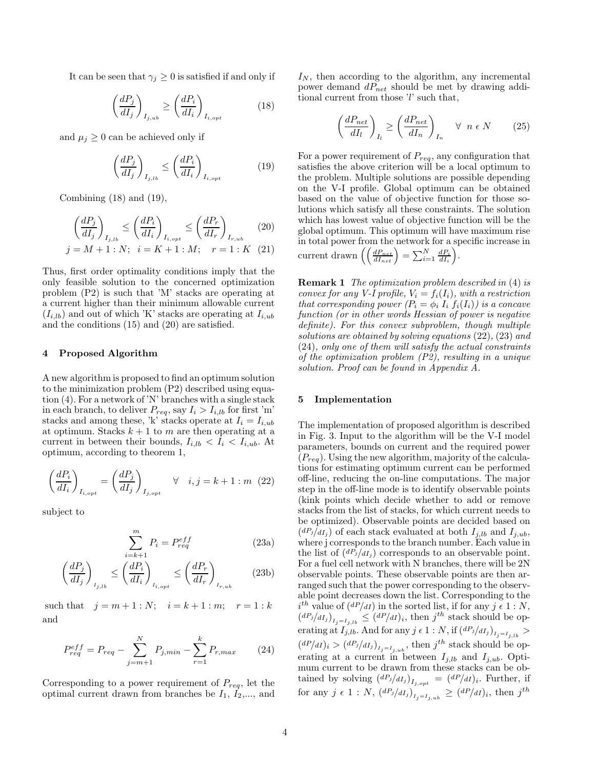It can be seen that $\gamma_j \geq 0$ is satisfied if and only if

$$\left(\frac{dP_j}{dI_j}\right)_{I_{j,ub}} \geq \left(\frac{dP_i}{dI_i}\right)_{I_{i,opt}} \tag{18}$$

and $\mu_j \geq 0$ can be achieved only if

$$\left(\frac{dP_j}{dI_j}\right)_{I_{j,lb}} \leq \left(\frac{dP_i}{dI_i}\right)_{I_{i,opt}} \tag{19}$$

Combining (18) and (19),

$$\left(\frac{dP_j}{dI_j}\right)_{I_{j,lb}} \leq \left(\frac{dP_i}{dI_i}\right)_{I_{i,opt}} \leq \left(\frac{dP_r}{dI_r}\right)_{I_{r,ub}} \tag{20}$$

$$j = M+1:N; \quad i = K+1:M; \quad r = 1:K \tag{21}$$

Thus, first order optimality conditions imply that the only feasible solution to the concerned optimization problem (P2) is such that 'M' stacks are operating at a current higher than their minimum allowable current ($I_{i,lb}$) and out of which 'K' stacks are operating at $I_{i,ub}$ and the conditions (15) and (20) are satisfied.

## 4 Proposed Algorithm

A new algorithm is proposed to find an optimum solution to the minimization problem (P2) described using equation (4). For a network of 'N' branches with a single stack in each branch, to deliver $P_{req}$, say $I_i > I_{i,lb}$ for first 'm' stacks and among these, 'k' stacks operate at $I_i = I_{i,ub}$ at optimum. Stacks $k+1$ to $m$ are then operating at a current in between their bounds, $I_{i,lb} < I_i < I_{i,ub}$. At optimum, according to theorem 1,

$$\left(\frac{dP_i}{dI_i}\right)_{I_{i,opt}} = \left(\frac{dP_j}{dI_j}\right)_{I_{j,opt}} \quad \forall \quad i,j = k+1:m \tag{22}$$

subject to

$$\sum_{i=k+1}^{m} P_i = P_{req}^{eff} \tag{23a}$$

$$\left(\frac{dP_j}{dI_j}\right)_{I_{j,lb}} \leq \left(\frac{dP_i}{dI_i}\right)_{I_{i,opt}} \leq \left(\frac{dP_r}{dI_r}\right)_{I_{r,ub}} \tag{23b}$$

such that $\quad j = m+1:N; \quad i = k+1:m; \quad r = 1:k$ and

$$P_{req}^{eff} = P_{req} - \sum_{j=m+1}^{N} P_{j,min} - \sum_{r=1}^{k} P_{r,max} \tag{24}$$

Corresponding to a power requirement of $P_{req}$, let the optimal current drawn from branches be $I_1$, $I_2$,..., and $I_N$, then according to the algorithm, any incremental power demand $dP_{net}$ should be met by drawing additional current from those '$l$' such that,

$$\left(\frac{dP_{net}}{dI_l}\right)_{I_l} \geq \left(\frac{dP_{net}}{dI_n}\right)_{I_n} \quad \forall \;\; n \; \epsilon \; N \tag{25}$$

For a power requirement of $P_{req}$, any configuration that satisfies the above criterion will be a local optimum to the problem. Multiple solutions are possible depending on the V-I profile. Global optimum can be obtained based on the value of objective function for those solutions which satisfy all these constraints. The solution which has lowest value of objective function will be the global optimum. This optimum will have maximum rise in total power from the network for a specific increase in current drawn $\left(\left(\frac{dP_{net}}{dI_{net}}\right) = \sum_{i=1}^{N} \frac{dP_i}{dI_i}\right)$.

**Remark 1** *The optimization problem described in* (4) *is convex for any V-I profile,* $V_i = f_i(I_i)$*, with a restriction that corresponding power* ($P_i = \phi_i \; I_i \; f_i(I_i)$) *is a concave function (or in other words Hessian of power is negative definite). For this convex subproblem, though multiple solutions are obtained by solving equations* (22), (23) *and* (24)*, only one of them will satisfy the actual constraints of the optimization problem (P2), resulting in a unique solution. Proof can be found in Appendix A.*

## 5 Implementation

The implementation of proposed algorithm is described in Fig. 3. Input to the algorithm will be the V-I model parameters, bounds on current and the required power ($P_{req}$). Using the new algorithm, majority of the calculations for estimating optimum current can be performed off-line, reducing the on-line computations. The major step in the off-line mode is to identify observable points (kink points which decide whether to add or remove stacks from the list of stacks, for which current needs to be optimized). Observable points are decided based on $({dP_j}/{dI_j})$ of each stack evaluated at both $I_{j,lb}$ and $I_{j,ub}$, where j corresponds to the branch number. Each value in the list of $({dP_j}/{dI_j})$ corresponds to an observable point. For a fuel cell network with N branches, there will be 2N observable points. These observable points are then arranged such that the power corresponding to the observable point decreases down the list. Corresponding to the $i^{th}$ value of $({dP}/{dI})$ in the sorted list, if for any $j \; \epsilon \; 1:N$, $({dP_j}/{dI_j})_{I_j=I_{j,lb}} \leq ({dP}/{dI})_i$, then $j^{th}$ stack should be operating at $I_{j,lb}$. And for any $j \; \epsilon \; 1:N$, if $({dP_j}/{dI_j})_{I_j=I_{j,lb}} > ({dP}/{dI})_i > ({dP_j}/{dI_j})_{I_j=I_{j,ub}}$, then $j^{th}$ stack should be operating at a current in between $I_{j,lb}$ and $I_{j,ub}$. Optimum current to be drawn from these stacks can be obtained by solving $({dP_j}/{dI_j})_{I_{j,opt}} = ({dP}/{dI})_i$. Further, if for any $j \; \epsilon \; 1:N$, $({dP_j}/{dI_j})_{I_j=I_{j,ub}} \geq ({dP}/{dI})_i$, then $j^{th}$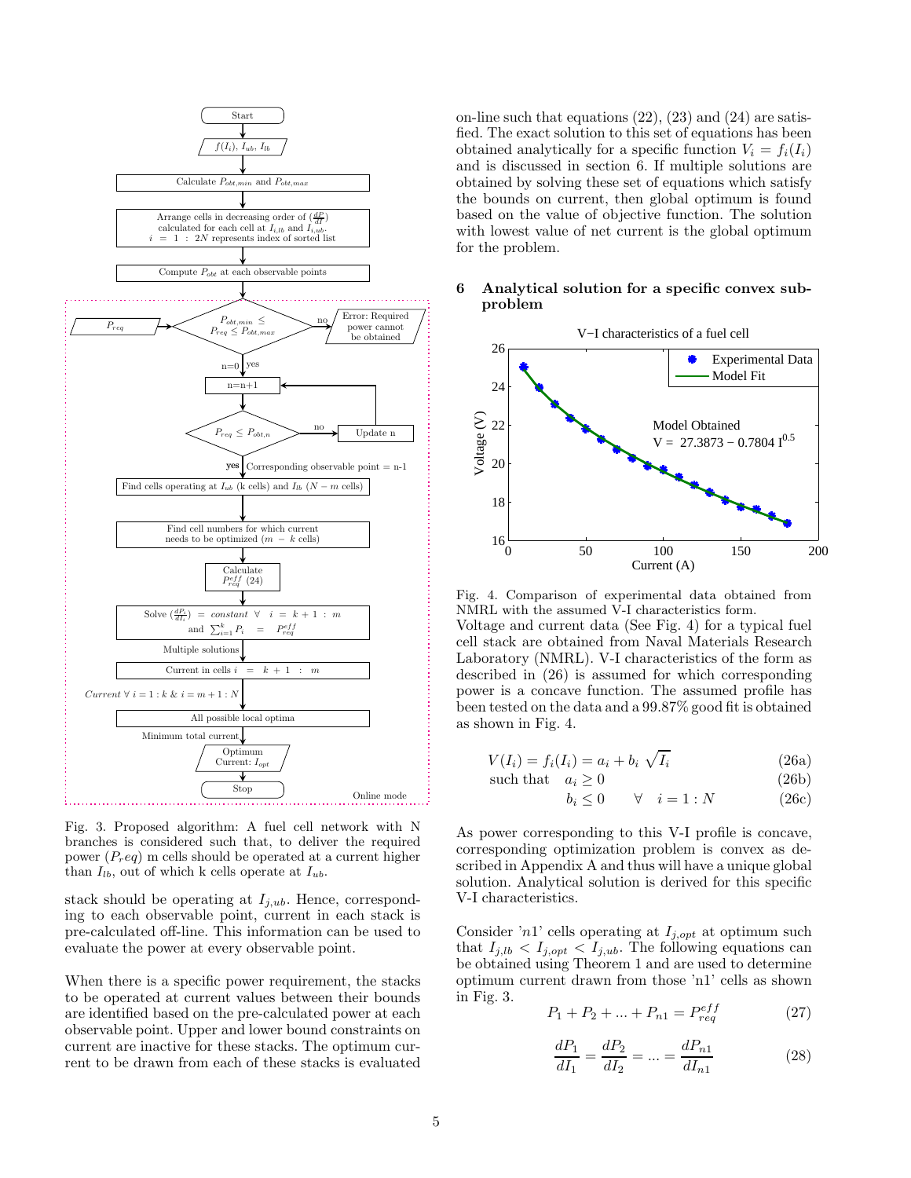Fig. 3. Proposed algorithm: A fuel cell network with N branches is considered such that, to deliver the required power ($P_req$) m cells should be operated at a current higher than $I_{lb}$, out of which k cells operate at $I_{ub}$.

stack should be operating at $I_{j,ub}$. Hence, corresponding to each observable point, current in each stack is pre-calculated off-line. This information can be used to evaluate the power at every observable point.

When there is a specific power requirement, the stacks to be operated at current values between their bounds are identified based on the pre-calculated power at each observable point. Upper and lower bound constraints on current are inactive for these stacks. The optimum current to be drawn from each of these stacks is evaluated on-line such that equations (22), (23) and (24) are satisfied. The exact solution to this set of equations has been obtained analytically for a specific function $V_i = f_i(I_i)$ and is discussed in section 6. If multiple solutions are obtained by solving these set of equations which satisfy the bounds on current, then global optimum is found based on the value of objective function. The solution with lowest value of net current is the global optimum for the problem.

## 6 Analytical solution for a specific convex sub-problem

Fig. 4. Comparison of experimental data obtained from NMRL with the assumed V-I characteristics form.

Voltage and current data (See Fig. 4) for a typical fuel cell stack are obtained from Naval Materials Research Laboratory (NMRL). V-I characteristics of the form as described in (26) is assumed for which corresponding power is a concave function. The assumed profile has been tested on the data and a 99.87% good fit is obtained as shown in Fig. 4.

$$V(I_i) = f_i(I_i) = a_i + b_i \sqrt{I_i} \tag{26a}$$

$$\text{such that} \quad a_i \geq 0 \tag{26b}$$

$$b_i \leq 0 \qquad \forall \quad i = 1:N \tag{26c}$$

As power corresponding to this V-I profile is concave, corresponding optimization problem is convex as described in Appendix A and thus will have a unique global solution. Analytical solution is derived for this specific V-I characteristics.

Consider 'n1' cells operating at $I_{j,opt}$ at optimum such that $I_{j,lb} < I_{j,opt} < I_{j,ub}$. The following equations can be obtained using Theorem 1 and are used to determine optimum current drawn from those 'n1' cells as shown in Fig. 3.

$$P_1 + P_2 + ... + P_{n1} = P_{req}^{eff} \tag{27}$$

$$\frac{dP_1}{dI_1} = \frac{dP_2}{dI_2} = ... = \frac{dP_{n1}}{dI_{n1}} \tag{28}$$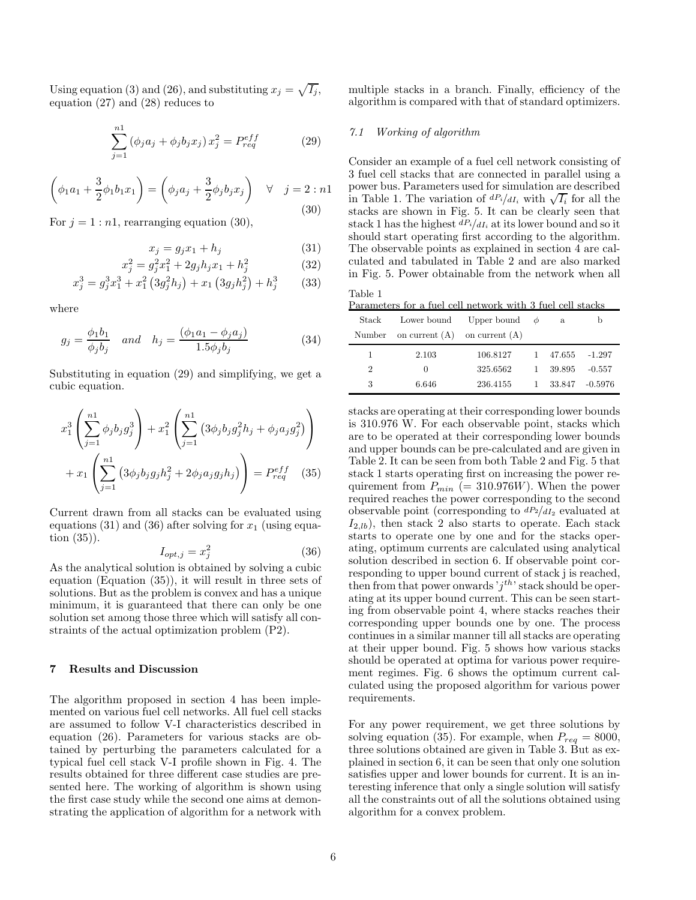Using equation (3) and (26), and substituting $x_j = \sqrt{I_j}$, equation (27) and (28) reduces to

$$\sum_{j=1}^{n1} \left(\phi_j a_j + \phi_j b_j x_j\right) x_j^2 = P_{req}^{eff} \tag{29}$$

$$\left(\phi_1 a_1 + \frac{3}{2}\phi_1 b_1 x_1\right) = \left(\phi_j a_j + \frac{3}{2}\phi_j b_j x_j\right) \quad \forall \quad j = 2 : n1 \tag{30}$$

For $j = 1 : n1$, rearranging equation (30),

$$x_j = g_j x_1 + h_j \tag{31}$$

$$x_j^2 = g_j^2 x_1^2 + 2 g_j h_j x_1 + h_j^2 \tag{32}$$

$$x_j^3 = g_j^3 x_1^3 + x_1^2 \left(3 g_j^2 h_j\right) + x_1 \left(3 g_j h_j^2\right) + h_j^3 \tag{33}$$

where

$$g_j = \frac{\phi_1 b_1}{\phi_j b_j} \quad and \quad h_j = \frac{(\phi_1 a_1 - \phi_j a_j)}{1.5 \phi_j b_j} \tag{34}$$

Substituting in equation (29) and simplifying, we get a cubic equation.

$$x_1^3 \left(\sum_{j=1}^{n1} \phi_j b_j g_j^3\right) + x_1^2 \left(\sum_{j=1}^{n1} \left(3\phi_j b_j g_j^2 h_j + \phi_j a_j g_j^2\right)\right) + x_1 \left(\sum_{j=1}^{n1} \left(3\phi_j b_j g_j h_j^2 + 2\phi_j a_j g_j h_j\right)\right) = P_{req}^{eff} \tag{35}$$

Current drawn from all stacks can be evaluated using equations (31) and (36) after solving for $x_1$ (using equation (35)).

$$I_{opt,j} = x_j^2 \tag{36}$$

As the analytical solution is obtained by solving a cubic equation (Equation (35)), it will result in three sets of solutions. But as the problem is convex and has a unique minimum, it is guaranteed that there can only be one solution set among those three which will satisfy all constraints of the actual optimization problem (P2).

## 7 Results and Discussion

The algorithm proposed in section 4 has been implemented on various fuel cell networks. All fuel cell stacks are assumed to follow V-I characteristics described in equation (26). Parameters for various stacks are obtained by perturbing the parameters calculated for a typical fuel cell stack V-I profile shown in Fig. 4. The results obtained for three different case studies are presented here. The working of algorithm is shown using the first case study while the second one aims at demonstrating the application of algorithm for a network with multiple stacks in a branch. Finally, efficiency of the algorithm is compared with that of standard optimizers.

### *7.1 Working of algorithm*

Consider an example of a fuel cell network consisting of 3 fuel cell stacks that are connected in parallel using a power bus. Parameters used for simulation are described in Table 1. The variation of $^{dP_i}/_{dI_i}$ with $\sqrt{I_i}$ for all the stacks are shown in Fig. 5. It can be clearly seen that stack 1 has the highest $^{dP_i}/_{dI_i}$ at its lower bound and so it should start operating first according to the algorithm. The observable points as explained in section 4 are calculated and tabulated in Table 2 and are also marked in Fig. 5. Power obtainable from the network when all stacks are operating at their corresponding lower bounds is 310.976 W. For each observable point, stacks which are to be operated at their corresponding lower bounds and upper bounds can be pre-calculated and are given in Table 2. It can be seen from both Table 2 and Fig. 5 that stack 1 starts operating first on increasing the power requirement from $P_{min}$ (= $310.976W$). When the power required reaches the power corresponding to the second observable point (corresponding to $^{dP_2}/_{dI_2}$ evaluated at $I_{2,lb}$), then stack 2 also starts to operate. Each stack starts to operate one by one and for the stacks operating, optimum currents are calculated using analytical solution described in section 6. If observable point corresponding to upper bound current of stack j is reached, then from that power onwards '$j^{th}$' stack should be operating at its upper bound current. This can be seen starting from observable point 4, where stacks reaches their corresponding upper bounds one by one. The process continues in a similar manner till all stacks are operating at their upper bound. Fig. 5 shows how various stacks should be operated at optima for various power requirement regimes. Fig. 6 shows the optimum current calculated using the proposed algorithm for various power requirements.

Table 1
Parameters for a fuel cell network with 3 fuel cell stacks

| Stack Number | Lower bound on current (A) | Upper bound on current (A) | $\phi$ | a | b |
|---|---|---|---|---|---|
| 1 | 2.103 | 106.8127 | 1 | 47.655 | -1.297 |
| 2 | 0 | 325.6562 | 1 | 39.895 | -0.557 |
| 3 | 6.646 | 236.4155 | 1 | 33.847 | -0.5976 |

For any power requirement, we get three solutions by solving equation (35). For example, when $P_{req} = 8000$, three solutions obtained are given in Table 3. But as explained in section 6, it can be seen that only one solution satisfies upper and lower bounds for current. It is an interesting inference that only a single solution will satisfy all the constraints out of all the solutions obtained using algorithm for a convex problem.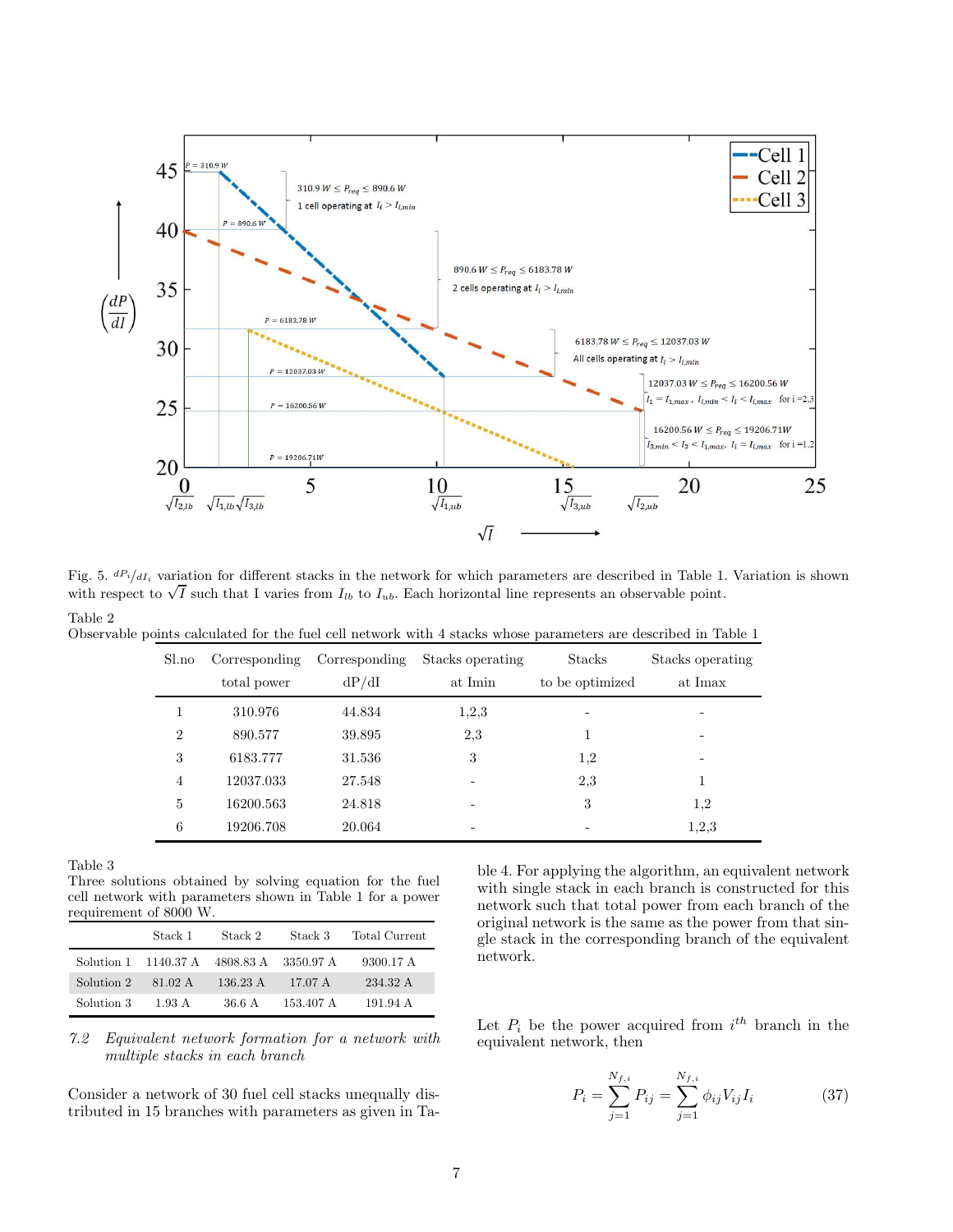Fig. 5. $^{dP_i}/_{dI_i}$ variation for different stacks in the network for which parameters are described in Table 1. Variation is shown with respect to $\sqrt{I}$ such that I varies from $I_{lb}$ to $I_{ub}$. Each horizontal line represents an observable point.

Table 2
Observable points calculated for the fuel cell network with 4 stacks whose parameters are described in Table 1

| Sl.no | Corresponding total power | Corresponding dP/dI | Stacks operating at Imin | Stacks to be optimized | Stacks operating at Imax |
|---|---|---|---|---|---|
| 1 | 310.976 | 44.834 | 1,2,3 | - | - |
| 2 | 890.577 | 39.895 | 2,3 | 1 | - |
| 3 | 6183.777 | 31.536 | 3 | 1,2 | - |
| 4 | 12037.033 | 27.548 | - | 2,3 | 1 |
| 5 | 16200.563 | 24.818 | - | 3 | 1,2 |
| 6 | 19206.708 | 20.064 | - | - | 1,2,3 |

Table 3
Three solutions obtained by solving equation for the fuel cell network with parameters shown in Table 1 for a power requirement of 8000 W.

| | Stack 1 | Stack 2 | Stack 3 | Total Current |
|---|---|---|---|---|
| Solution 1 | 1140.37 A | 4808.83 A | 3350.97 A | 9300.17 A |
| Solution 2 | 81.02 A | 136.23 A | 17.07 A | 234.32 A |
| Solution 3 | 1.93 A | 36.6 A | 153.407 A | 191.94 A |

### 7.2 *Equivalent network formation for a network with multiple stacks in each branch*

Consider a network of 30 fuel cell stacks unequally distributed in 15 branches with parameters as given in Table 4. For applying the algorithm, an equivalent network with single stack in each branch is constructed for this network such that total power from each branch of the original network is the same as the power from that single stack in the corresponding branch of the equivalent network.

Let $P_i$ be the power acquired from $i^{th}$ branch in the equivalent network, then

$$P_i = \sum_{j=1}^{N_{f,i}} P_{ij} = \sum_{j=1}^{N_{f,i}} \phi_{ij} V_{ij} I_i \tag{37}$$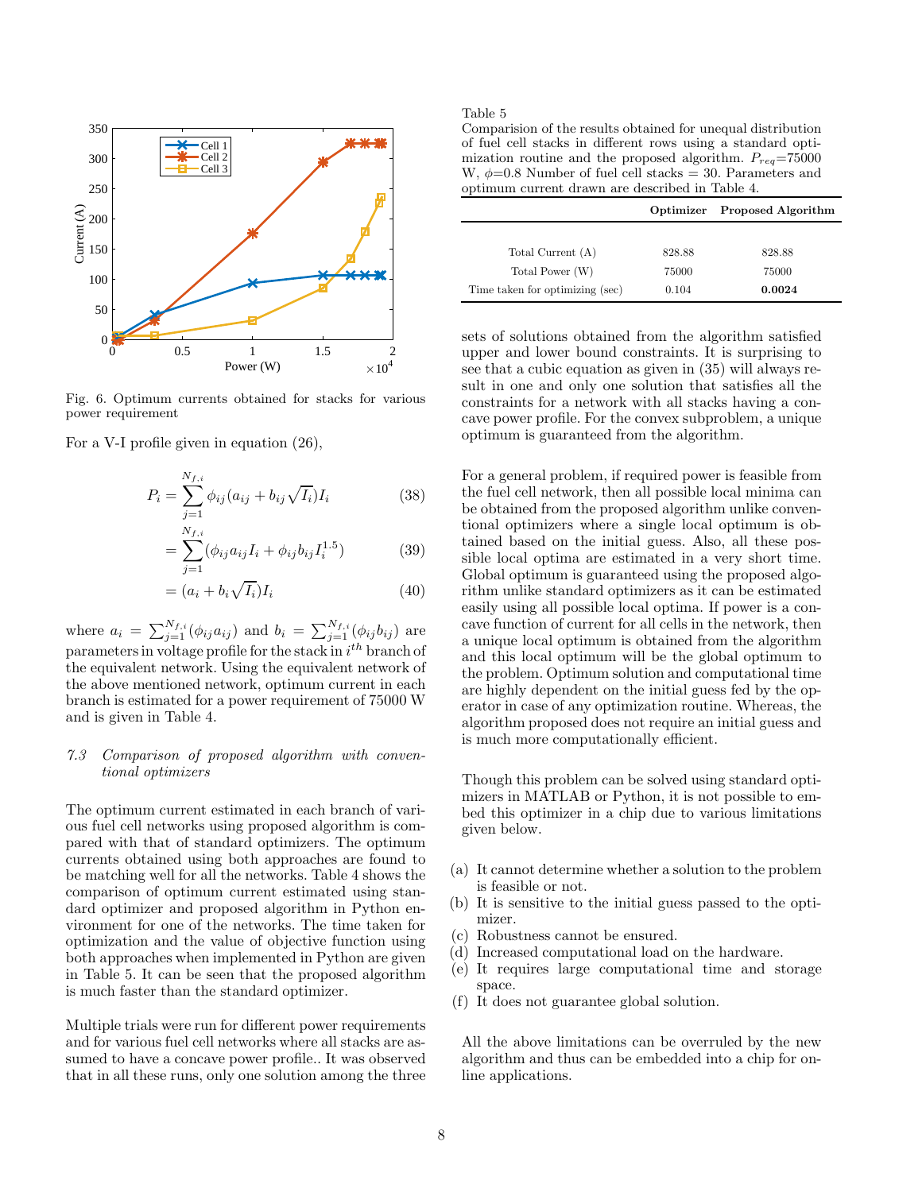Fig. 6. Optimum currents obtained for stacks for various power requirement

For a V-I profile given in equation (26),

$$P_i = \sum_{j=1}^{N_{f,i}} \phi_{ij}(a_{ij} + b_{ij}\sqrt{I_i})I_i \tag{38}$$

$$= \sum_{j=1}^{N_{f,i}} (\phi_{ij} a_{ij} I_i + \phi_{ij} b_{ij} I_i^{1.5}) \tag{39}$$

$$= (a_i + b_i\sqrt{I_i})I_i \tag{40}$$

where $a_i = \sum_{j=1}^{N_{f,i}}(\phi_{ij}a_{ij})$ and $b_i = \sum_{j=1}^{N_{f,i}}(\phi_{ij}b_{ij})$ are parameters in voltage profile for the stack in $i^{th}$ branch of the equivalent network. Using the equivalent network of the above mentioned network, optimum current in each branch is estimated for a power requirement of 75000 W and is given in Table 4.

### *7.3 Comparison of proposed algorithm with conventional optimizers*

The optimum current estimated in each branch of various fuel cell networks using proposed algorithm is compared with that of standard optimizers. The optimum currents obtained using both approaches are found to be matching well for all the networks. Table 4 shows the comparison of optimum current estimated using standard optimizer and proposed algorithm in Python environment for one of the networks. The time taken for optimization and the value of objective function using both approaches when implemented in Python are given in Table 5. It can be seen that the proposed algorithm is much faster than the standard optimizer.

Multiple trials were run for different power requirements and for various fuel cell networks where all stacks are assumed to have a concave power profile.. It was observed that in all these runs, only one solution among the three sets of solutions obtained from the algorithm satisfied upper and lower bound constraints. It is surprising to see that a cubic equation as given in (35) will always result in one and only one solution that satisfies all the constraints for a network with all stacks having a concave power profile. For the convex subproblem, a unique optimum is guaranteed from the algorithm.

Table 5
Comparision of the results obtained for unequal distribution of fuel cell stacks in different rows using a standard optimization routine and the proposed algorithm. $P_{req}$=75000 W, $\phi$=0.8 Number of fuel cell stacks = 30. Parameters and optimum current drawn are described in Table 4.

| | **Optimizer** | **Proposed Algorithm** |
|---|---|---|
| Total Current (A) | 828.88 | 828.88 |
| Total Power (W) | 75000 | 75000 |
| Time taken for optimizing (sec) | 0.104 | **0.0024** |

For a general problem, if required power is feasible from the fuel cell network, then all possible local minima can be obtained from the proposed algorithm unlike conventional optimizers where a single local optimum is obtained based on the initial guess. Also, all these possible local optima are estimated in a very short time. Global optimum is guaranteed using the proposed algorithm unlike standard optimizers as it can be estimated easily using all possible local optima. If power is a concave function of current for all cells in the network, then a unique local optimum is obtained from the algorithm and this local optimum will be the global optimum to the problem. Optimum solution and computational time are highly dependent on the initial guess fed by the operator in case of any optimization routine. Whereas, the algorithm proposed does not require an initial guess and is much more computationally efficient.

Though this problem can be solved using standard optimizers in MATLAB or Python, it is not possible to embed this optimizer in a chip due to various limitations given below.

(a) It cannot determine whether a solution to the problem is feasible or not.
(b) It is sensitive to the initial guess passed to the optimizer.
(c) Robustness cannot be ensured.
(d) Increased computational load on the hardware.
(e) It requires large computational time and storage space.
(f) It does not guarantee global solution.

All the above limitations can be overruled by the new algorithm and thus can be embedded into a chip for online applications.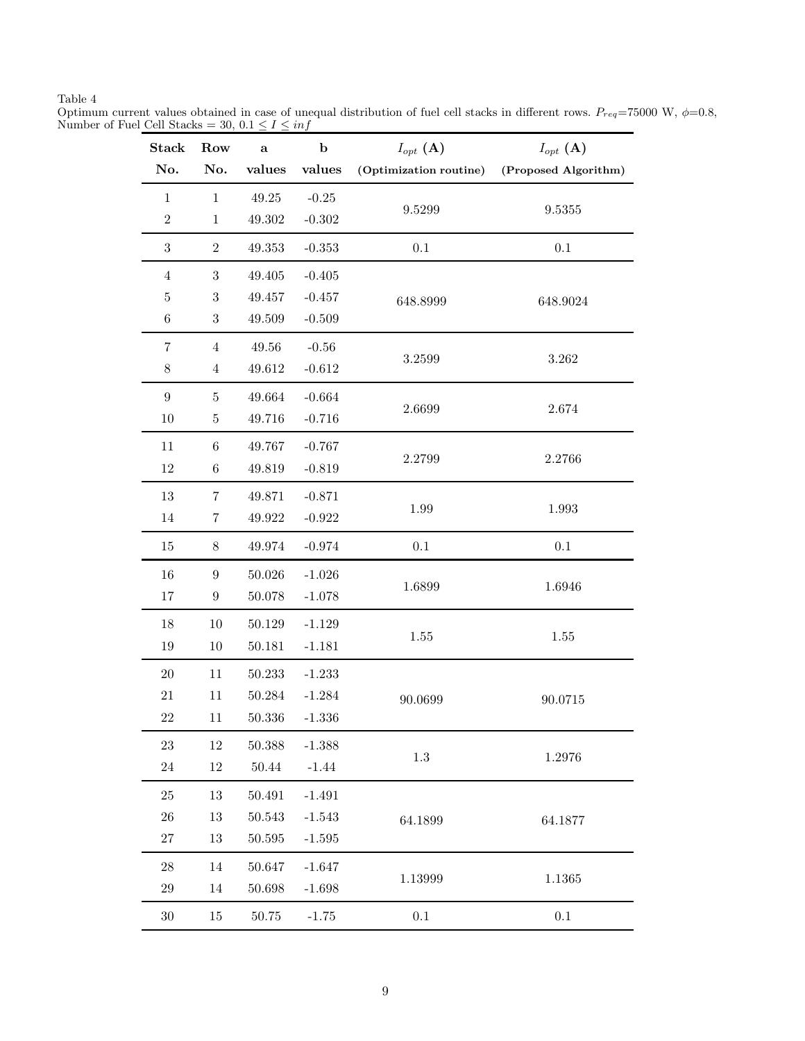Table 4
Optimum current values obtained in case of unequal distribution of fuel cell stacks in different rows. $P_{req}$=75000 W, $\phi$=0.8, Number of Fuel Cell Stacks = 30, $0.1 \leq I \leq inf$

| Stack No. | Row No. | a values | b values | $I_{opt}$ (A) (Optimization routine) | $I_{opt}$ (A) (Proposed Algorithm) |
|---|---|---|---|---|---|
| 1 | 1 | 49.25 | -0.25 | 9.5299 | 9.5355 |
| 2 | 1 | 49.302 | -0.302 | | |
| 3 | 2 | 49.353 | -0.353 | 0.1 | 0.1 |
| 4 | 3 | 49.405 | -0.405 | 648.8999 | 648.9024 |
| 5 | 3 | 49.457 | -0.457 | | |
| 6 | 3 | 49.509 | -0.509 | | |
| 7 | 4 | 49.56 | -0.56 | 3.2599 | 3.262 |
| 8 | 4 | 49.612 | -0.612 | | |
| 9 | 5 | 49.664 | -0.664 | 2.6699 | 2.674 |
| 10 | 5 | 49.716 | -0.716 | | |
| 11 | 6 | 49.767 | -0.767 | 2.2799 | 2.2766 |
| 12 | 6 | 49.819 | -0.819 | | |
| 13 | 7 | 49.871 | -0.871 | 1.99 | 1.993 |
| 14 | 7 | 49.922 | -0.922 | | |
| 15 | 8 | 49.974 | -0.974 | 0.1 | 0.1 |
| 16 | 9 | 50.026 | -1.026 | 1.6899 | 1.6946 |
| 17 | 9 | 50.078 | -1.078 | | |
| 18 | 10 | 50.129 | -1.129 | 1.55 | 1.55 |
| 19 | 10 | 50.181 | -1.181 | | |
| 20 | 11 | 50.233 | -1.233 | 90.0699 | 90.0715 |
| 21 | 11 | 50.284 | -1.284 | | |
| 22 | 11 | 50.336 | -1.336 | | |
| 23 | 12 | 50.388 | -1.388 | 1.3 | 1.2976 |
| 24 | 12 | 50.44 | -1.44 | | |
| 25 | 13 | 50.491 | -1.491 | 64.1899 | 64.1877 |
| 26 | 13 | 50.543 | -1.543 | | |
| 27 | 13 | 50.595 | -1.595 | | |
| 28 | 14 | 50.647 | -1.647 | 1.13999 | 1.1365 |
| 29 | 14 | 50.698 | -1.698 | | |
| 30 | 15 | 50.75 | -1.75 | 0.1 | 0.1 |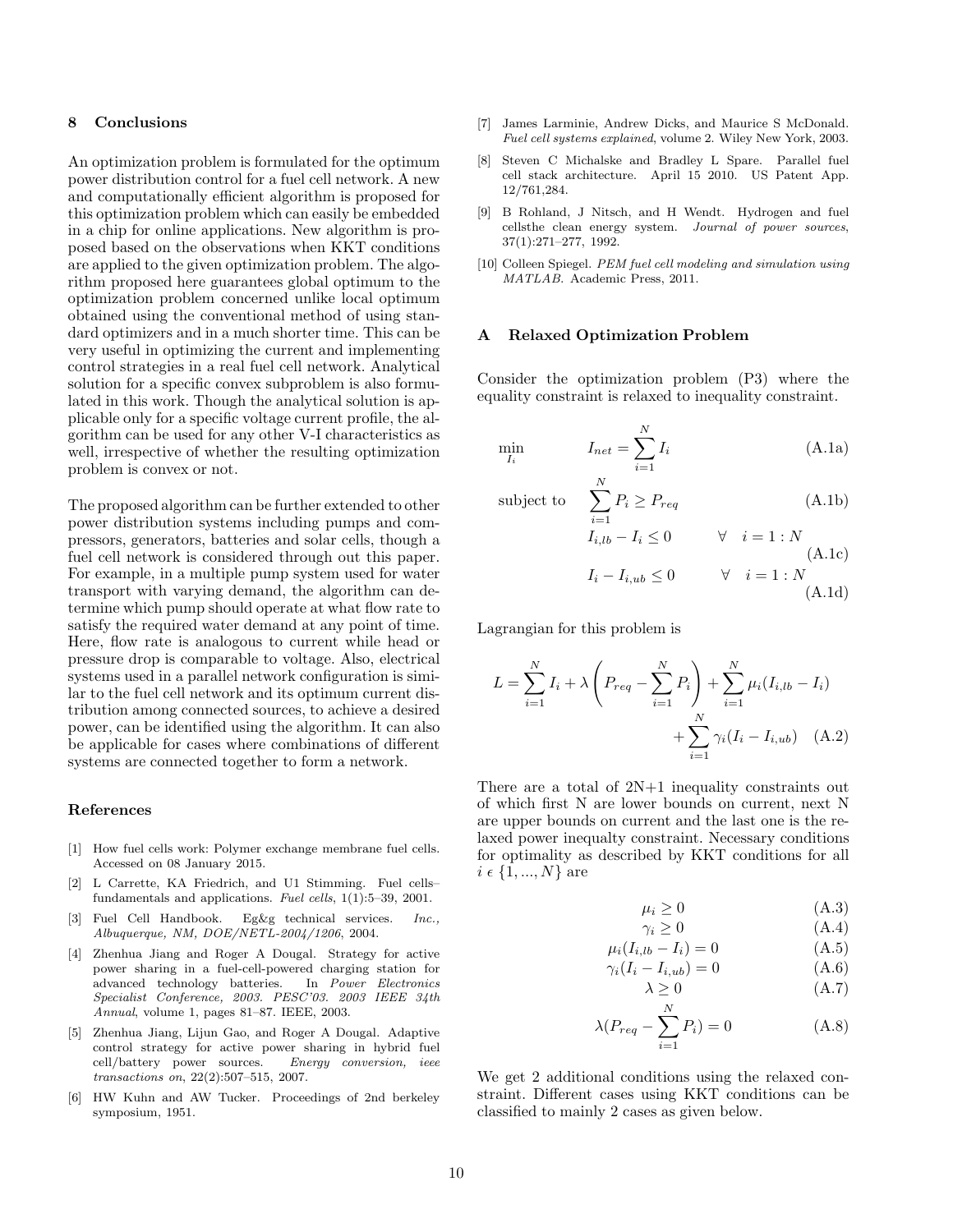## 8 Conclusions

An optimization problem is formulated for the optimum power distribution control for a fuel cell network. A new and computationally efficient algorithm is proposed for this optimization problem which can easily be embedded in a chip for online applications. New algorithm is proposed based on the observations when KKT conditions are applied to the given optimization problem. The algorithm proposed here guarantees global optimum to the optimization problem concerned unlike local optimum obtained using the conventional method of using standard optimizers and in a much shorter time. This can be very useful in optimizing the current and implementing control strategies in a real fuel cell network. Analytical solution for a specific convex subproblem is also formulated in this work. Though the analytical solution is applicable only for a specific voltage current profile, the algorithm can be used for any other V-I characteristics as well, irrespective of whether the resulting optimization problem is convex or not.

The proposed algorithm can be further extended to other power distribution systems including pumps and compressors, generators, batteries and solar cells, though a fuel cell network is considered through out this paper. For example, in a multiple pump system used for water transport with varying demand, the algorithm can determine which pump should operate at what flow rate to satisfy the required water demand at any point of time. Here, flow rate is analogous to current while head or pressure drop is comparable to voltage. Also, electrical systems used in a parallel network configuration is similar to the fuel cell network and its optimum current distribution among connected sources, to achieve a desired power, can be identified using the algorithm. It can also be applicable for cases where combinations of different systems are connected together to form a network.

## References

[1] How fuel cells work: Polymer exchange membrane fuel cells. Accessed on 08 January 2015.

[2] L Carrette, KA Friedrich, and U1 Stimming. Fuel cells–fundamentals and applications. *Fuel cells*, 1(1):5–39, 2001.

[3] Fuel Cell Handbook. Eg&g technical services. *Inc., Albuquerque, NM, DOE/NETL-2004/1206*, 2004.

[4] Zhenhua Jiang and Roger A Dougal. Strategy for active power sharing in a fuel-cell-powered charging station for advanced technology batteries. In *Power Electronics Specialist Conference, 2003. PESC'03. 2003 IEEE 34th Annual*, volume 1, pages 81–87. IEEE, 2003.

[5] Zhenhua Jiang, Lijun Gao, and Roger A Dougal. Adaptive control strategy for active power sharing in hybrid fuel cell/battery power sources. *Energy conversion, ieee transactions on*, 22(2):507–515, 2007.

[6] HW Kuhn and AW Tucker. Proceedings of 2nd berkeley symposium, 1951.

[7] James Larminie, Andrew Dicks, and Maurice S McDonald. *Fuel cell systems explained*, volume 2. Wiley New York, 2003.

[8] Steven C Michalske and Bradley L Spare. Parallel fuel cell stack architecture. April 15 2010. US Patent App. 12/761,284.

[9] B Rohland, J Nitsch, and H Wendt. Hydrogen and fuel cellsthe clean energy system. *Journal of power sources*, 37(1):271–277, 1992.

[10] Colleen Spiegel. *PEM fuel cell modeling and simulation using MATLAB*. Academic Press, 2011.

## A Relaxed Optimization Problem

Consider the optimization problem (P3) where the equality constraint is relaxed to inequality constraint.

$$\min_{I_i} \quad I_{net} = \sum_{i=1}^{N} I_i \tag{A.1a}$$

$$\text{subject to} \quad \sum_{i=1}^{N} P_i \geq P_{req} \tag{A.1b}$$

$$I_{i,lb} - I_i \leq 0 \qquad \forall \quad i = 1:N \tag{A.1c}$$

$$I_i - I_{i,ub} \leq 0 \qquad \forall \quad i = 1:N \tag{A.1d}$$

Lagrangian for this problem is

$$L = \sum_{i=1}^{N} I_i + \lambda \left( P_{req} - \sum_{i=1}^{N} P_i \right) + \sum_{i=1}^{N} \mu_i (I_{i,lb} - I_i) + \sum_{i=1}^{N} \gamma_i (I_i - I_{i,ub}) \tag{A.2}$$

There are a total of 2N+1 inequality constraints out of which first N are lower bounds on current, next N are upper bounds on current and the last one is the relaxed power inequalty constraint. Necessary conditions for optimality as described by KKT conditions for all $i \in \{1, ..., N\}$ are

$$\mu_i \geq 0 \tag{A.3}$$

$$\gamma_i \geq 0 \tag{A.4}$$

$$\mu_i (I_{i,lb} - I_i) = 0 \tag{A.5}$$

$$\gamma_i (I_i - I_{i,ub}) = 0 \tag{A.6}$$

$$\lambda \geq 0 \tag{A.7}$$

$$\lambda (P_{req} - \sum_{i=1}^{N} P_i) = 0 \tag{A.8}$$

We get 2 additional conditions using the relaxed constraint. Different cases using KKT conditions can be classified to mainly 2 cases as given below.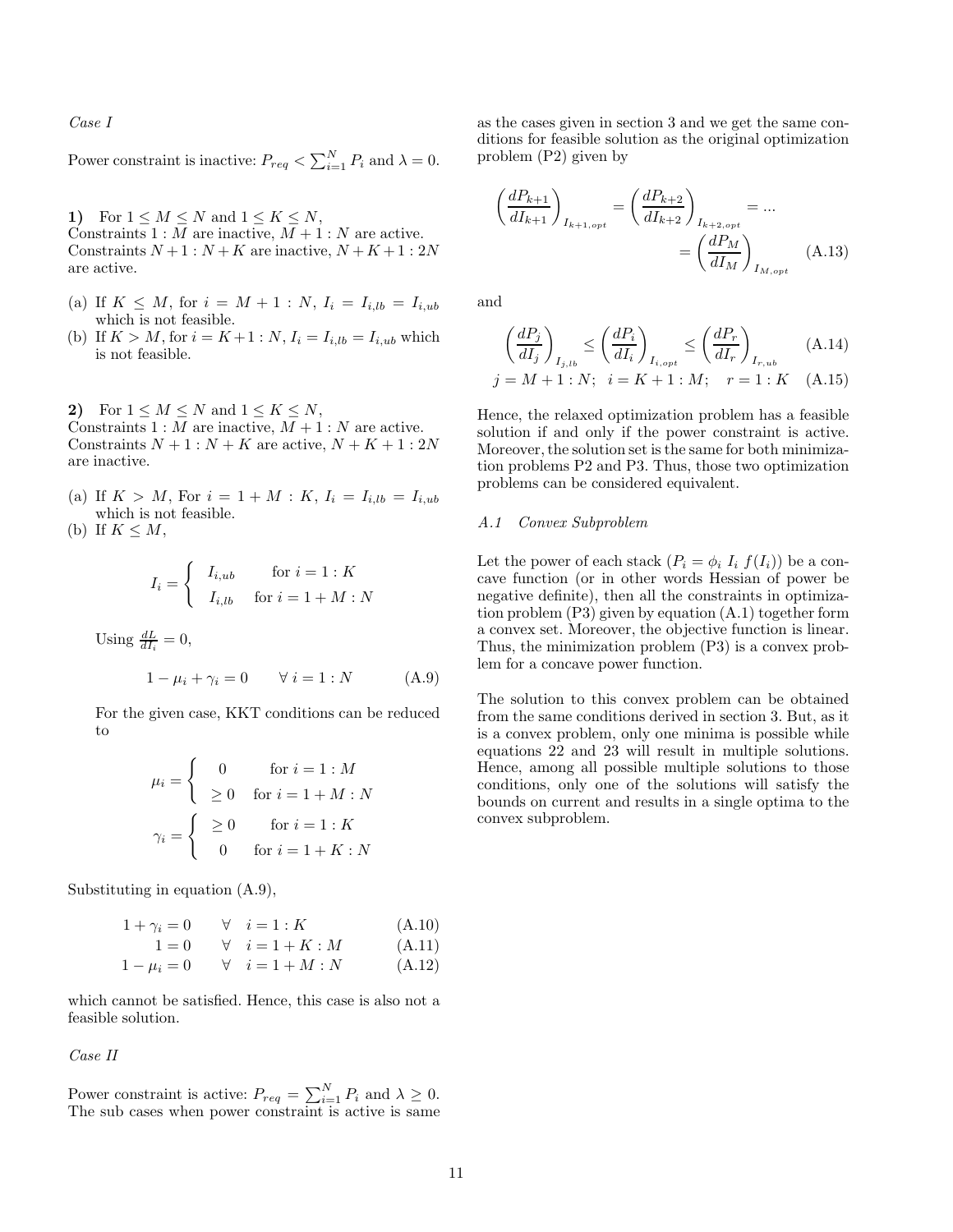*Case I*

Power constraint is inactive: $P_{req} < \sum_{i=1}^{N} P_i$ and $\lambda = 0$.

**1)** For $1 \le M \le N$ and $1 \le K \le N$,
Constraints $1 : M$ are inactive, $M+1 : N$ are active.
Constraints $N+1 : N+K$ are inactive, $N+K+1 : 2N$ are active.

(a) If $K \le M$, for $i = M+1 : N$, $I_i = I_{i,lb} = I_{i,ub}$ which is not feasible.
(b) If $K > M$, for $i = K+1 : N$, $I_i = I_{i,lb} = I_{i,ub}$ which is not feasible.

**2)** For $1 \le M \le N$ and $1 \le K \le N$,
Constraints $1 : M$ are inactive, $M+1 : N$ are active.
Constraints $N+1 : N+K$ are active, $N+K+1 : 2N$ are inactive.

(a) If $K > M$, For $i = 1+M : K$, $I_i = I_{i,lb} = I_{i,ub}$ which is not feasible.
(b) If $K \le M$,

$$I_i = \begin{cases} I_{i,ub} & \text{for } i = 1 : K \\ I_{i,lb} & \text{for } i = 1+M : N \end{cases}$$

Using $\frac{dL}{dI_i} = 0$,

$$1 - \mu_i + \gamma_i = 0 \qquad \forall\ i = 1 : N \tag{A.9}$$

For the given case, KKT conditions can be reduced to

$$\mu_i = \begin{cases} 0 & \text{for } i = 1 : M \\ \ge 0 & \text{for } i = 1+M : N \end{cases}$$

$$\gamma_i = \begin{cases} \ge 0 & \text{for } i = 1 : K \\ 0 & \text{for } i = 1+K : N \end{cases}$$

Substituting in equation (A.9),

$$1 + \gamma_i = 0 \qquad \forall \quad i = 1 : K \tag{A.10}$$
$$1 = 0 \qquad \forall \quad i = 1+K : M \tag{A.11}$$
$$1 - \mu_i = 0 \qquad \forall \quad i = 1+M : N \tag{A.12}$$

which cannot be satisfied. Hence, this case is also not a feasible solution.

*Case II*

Power constraint is active: $P_{req} = \sum_{i=1}^{N} P_i$ and $\lambda \ge 0$. The sub cases when power constraint is active is same as the cases given in section 3 and we get the same conditions for feasible solution as the original optimization problem (P2) given by

$$\left(\frac{dP_{k+1}}{dI_{k+1}}\right)_{I_{k+1,opt}} = \left(\frac{dP_{k+2}}{dI_{k+2}}\right)_{I_{k+2,opt}} = \ldots = \left(\frac{dP_M}{dI_M}\right)_{I_{M,opt}} \tag{A.13}$$

and

$$\left(\frac{dP_j}{dI_j}\right)_{I_{j,lb}} \le \left(\frac{dP_i}{dI_i}\right)_{I_{i,opt}} \le \left(\frac{dP_r}{dI_r}\right)_{I_{r,ub}} \tag{A.14}$$

$$j = M+1 : N; \quad i = K+1 : M; \quad r = 1 : K \tag{A.15}$$

Hence, the relaxed optimization problem has a feasible solution if and only if the power constraint is active. Moreover, the solution set is the same for both minimization problems P2 and P3. Thus, those two optimization problems can be considered equivalent.

### A.1 Convex Subproblem

Let the power of each stack ($P_i = \phi_i\ I_i\ f(I_i)$) be a concave function (or in other words Hessian of power be negative definite), then all the constraints in optimization problem (P3) given by equation (A.1) together form a convex set. Moreover, the objective function is linear. Thus, the minimization problem (P3) is a convex problem for a concave power function.

The solution to this convex problem can be obtained from the same conditions derived in section 3. But, as it is a convex problem, only one minima is possible while equations 22 and 23 will result in multiple solutions. Hence, among all possible multiple solutions to those conditions, only one of the solutions will satisfy the bounds on current and results in a single optima to the convex subproblem.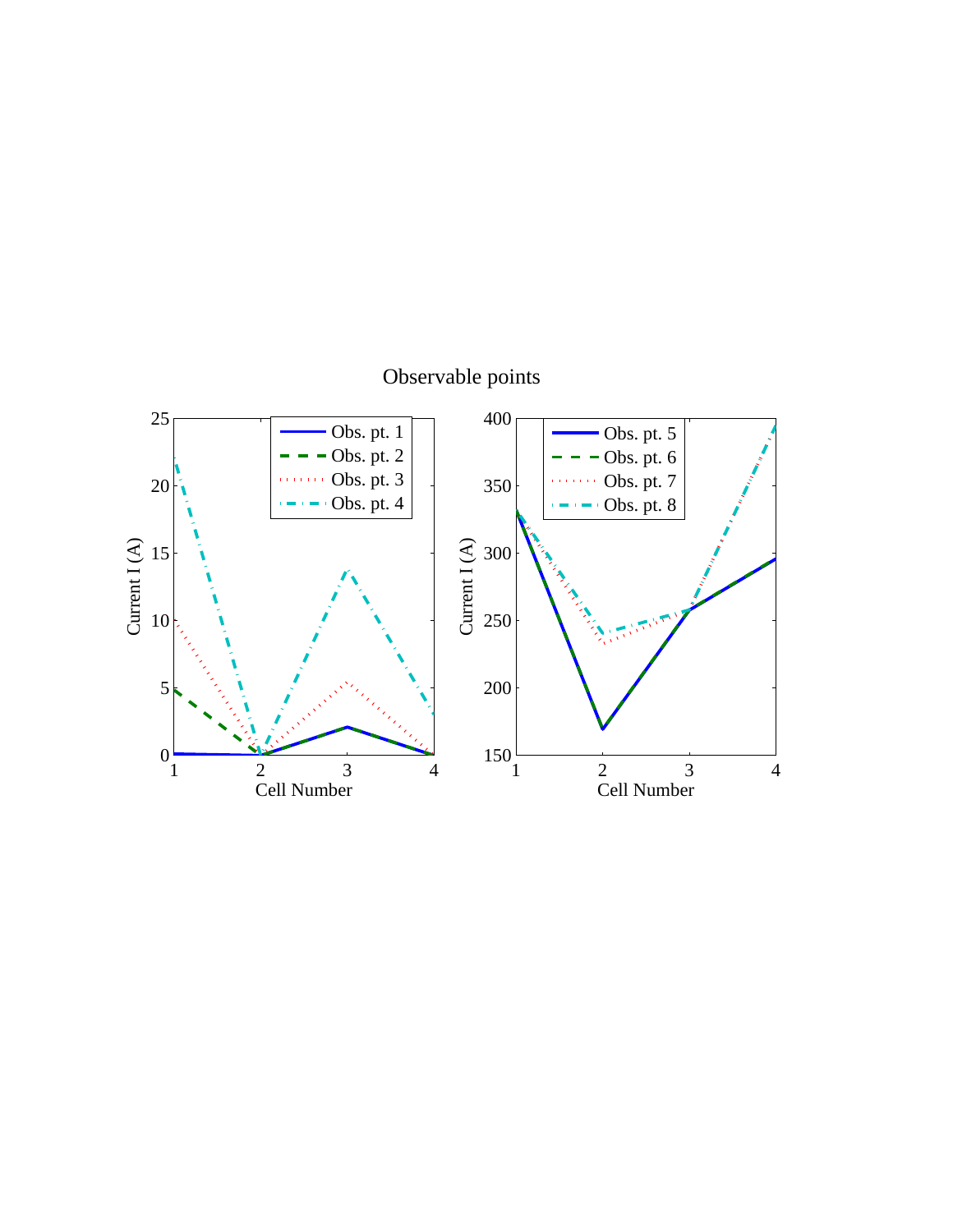Observable points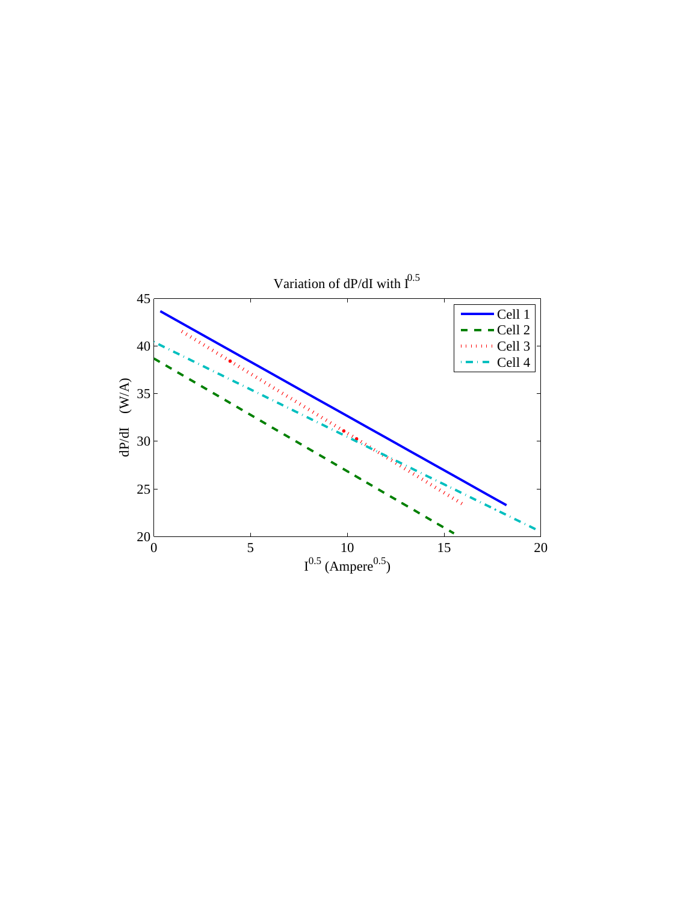Variation of dP/dI with $I^{0.5}$

dP/dI (W/A)

$I^{0.5}$ (Ampere$^{0.5}$)

Cell 1
Cell 2
Cell 3
Cell 4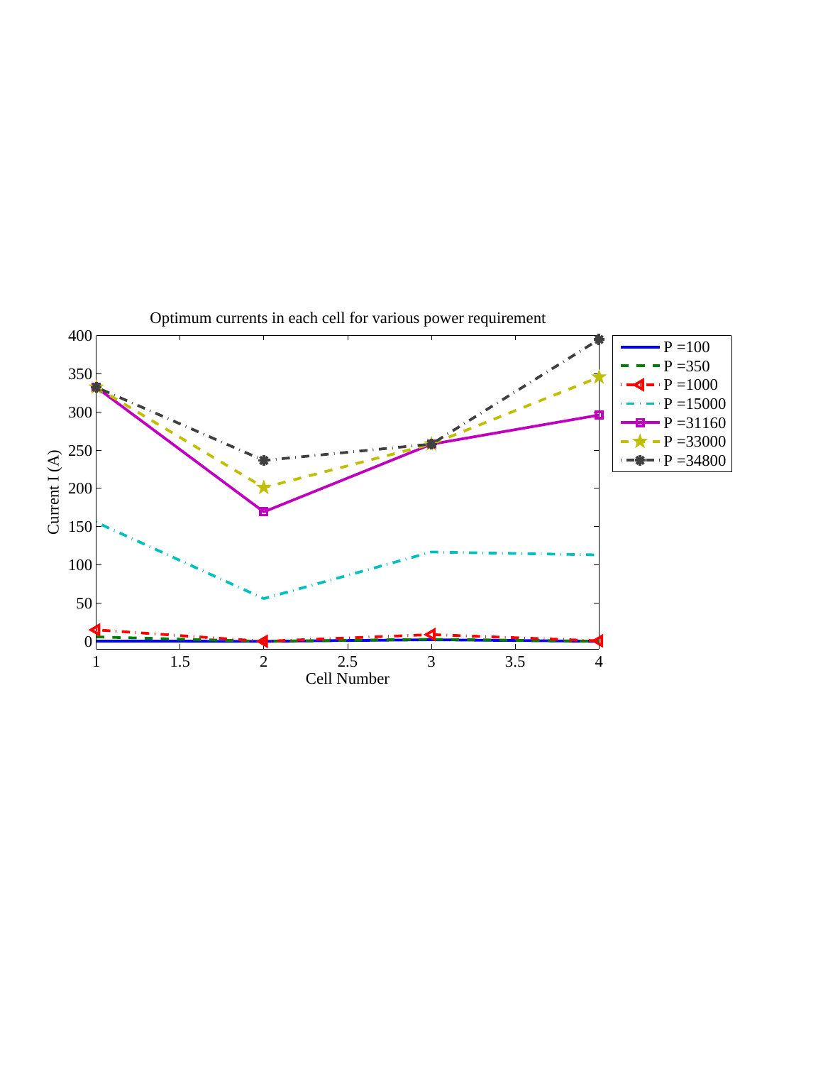Optimum currents in each cell for various power requirement

Current I (A)

400
350
300
250
200
150
100
50
0

1
1.5
2
2.5
3
3.5
4

Cell Number

P =100
P =350
P =1000
P =15000
P =31160
P =33000
P =34800